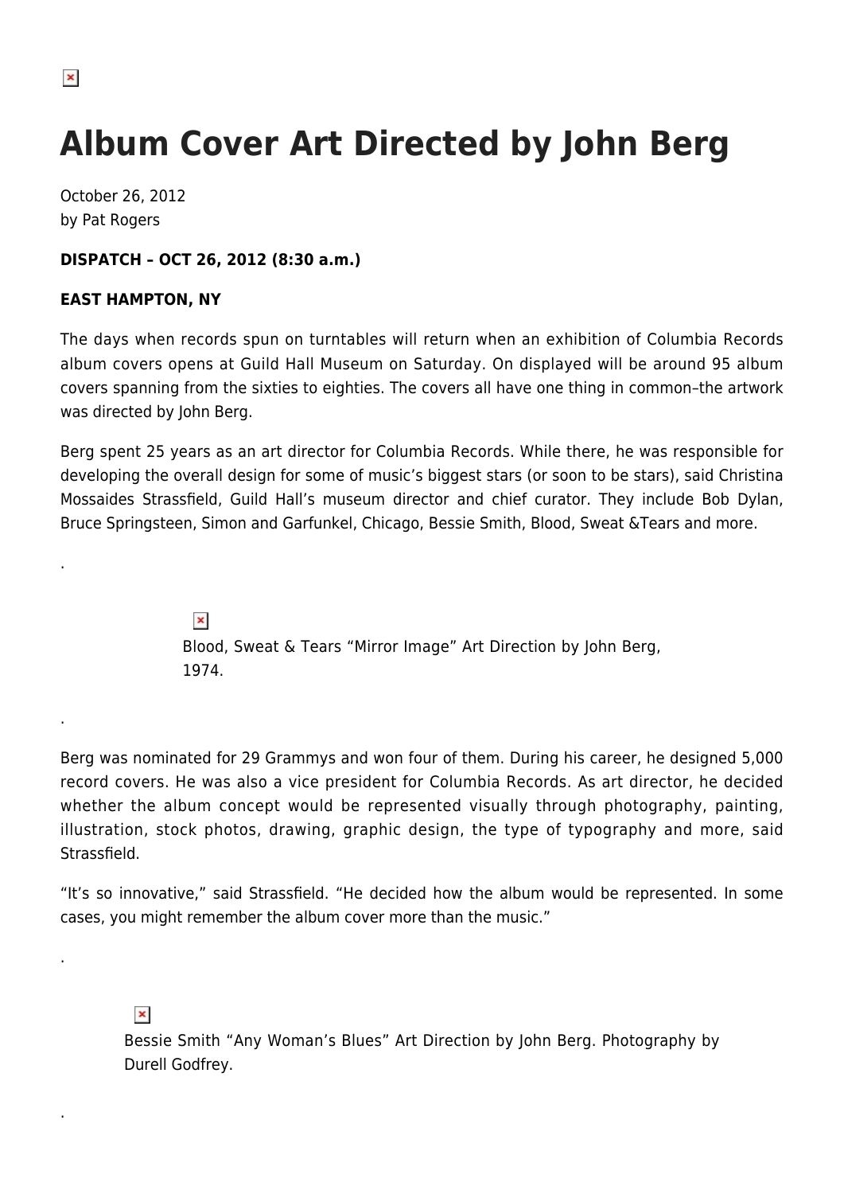# Album Cover Art Directed by John Berg

October 26, 2012
by Pat Rogers

**DISPATCH – OCT 26, 2012 (8:30 a.m.)**

**EAST HAMPTON, NY**

The days when records spun on turntables will return when an exhibition of Columbia Records album covers opens at Guild Hall Museum on Saturday. On displayed will be around 95 album covers spanning from the sixties to eighties. The covers all have one thing in common–the artwork was directed by John Berg.

Berg spent 25 years as an art director for Columbia Records. While there, he was responsible for developing the overall design for some of music's biggest stars (or soon to be stars), said Christina Mossaides Strassfield, Guild Hall's museum director and chief curator. They include Bob Dylan, Bruce Springsteen, Simon and Garfunkel, Chicago, Bessie Smith, Blood, Sweat &Tears and more.

.

Blood, Sweat & Tears "Mirror Image" Art Direction by John Berg, 1974.

.

Berg was nominated for 29 Grammys and won four of them. During his career, he designed 5,000 record covers. He was also a vice president for Columbia Records. As art director, he decided whether the album concept would be represented visually through photography, painting, illustration, stock photos, drawing, graphic design, the type of typography and more, said Strassfield.

"It's so innovative," said Strassfield. "He decided how the album would be represented. In some cases, you might remember the album cover more than the music."

.

Bessie Smith "Any Woman's Blues" Art Direction by John Berg. Photography by Durell Godfrey.

.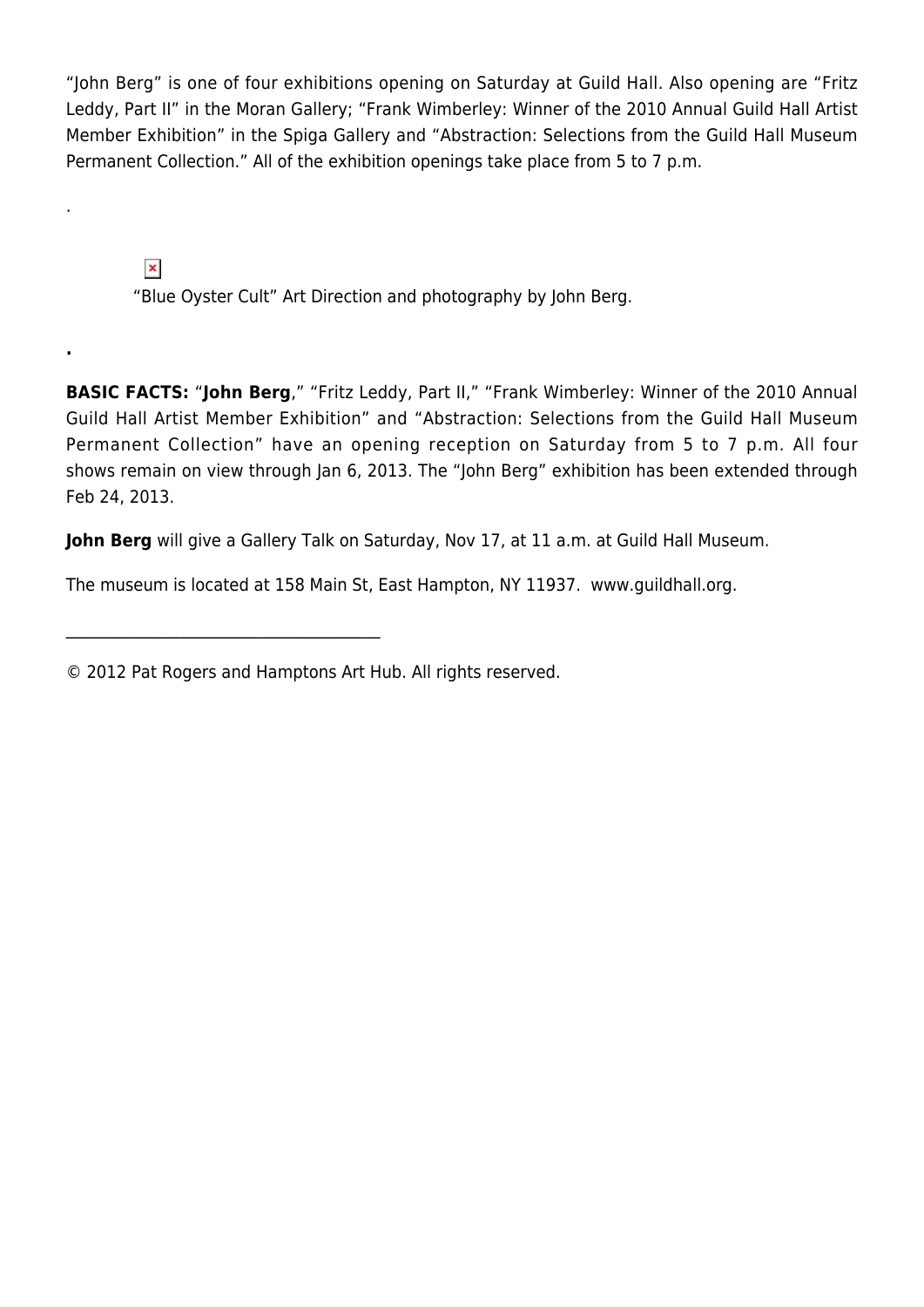"John Berg" is one of four exhibitions opening on Saturday at Guild Hall. Also opening are "Fritz Leddy, Part II" in the Moran Gallery; "Frank Wimberley: Winner of the 2010 Annual Guild Hall Artist Member Exhibition" in the Spiga Gallery and "Abstraction: Selections from the Guild Hall Museum Permanent Collection." All of the exhibition openings take place from 5 to 7 p.m.

.

"Blue Oyster Cult" Art Direction and photography by John Berg.

.

**BASIC FACTS:** "**John Berg**," "Fritz Leddy, Part II," "Frank Wimberley: Winner of the 2010 Annual Guild Hall Artist Member Exhibition" and "Abstraction: Selections from the Guild Hall Museum Permanent Collection" have an opening reception on Saturday from 5 to 7 p.m. All four shows remain on view through Jan 6, 2013. The "John Berg" exhibition has been extended through Feb 24, 2013.

**John Berg** will give a Gallery Talk on Saturday, Nov 17, at 11 a.m. at Guild Hall Museum.

The museum is located at 158 Main St, East Hampton, NY 11937. www.guildhall.org.

---

© 2012 Pat Rogers and Hamptons Art Hub. All rights reserved.